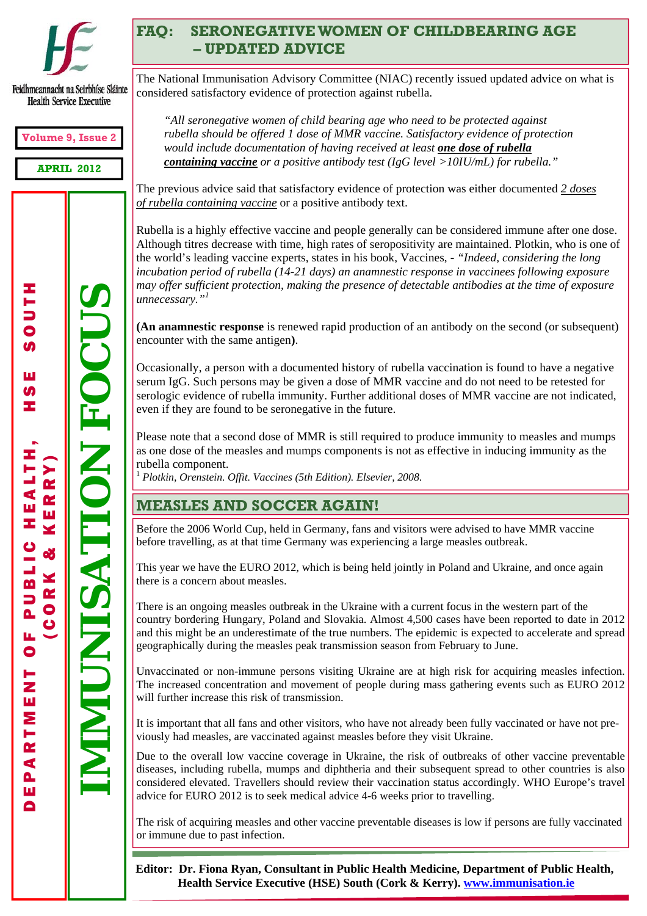Feidhmeannacht na Seirbhíse Sláinte
Health Service Executive

**Volume 9, Issue 2**

**APRIL 2012**

**DEPARTMENT OF PUBLIC HEALTH, HSE SOUTH (CORK & KERRY)**

**IMMUNISATION FOCUS**

## FAQ: SERONEGATIVE WOMEN OF CHILDBEARING AGE – UPDATED ADVICE

The National Immunisation Advisory Committee (NIAC) recently issued updated advice on what is considered satisfactory evidence of protection against rubella.

> *"All seronegative women of child bearing age who need to be protected against rubella should be offered 1 dose of MMR vaccine. Satisfactory evidence of protection would include documentation of having received at least* ***one dose of rubella containing vaccine*** *or a positive antibody test (IgG level >10IU/mL) for rubella."*

The previous advice said that satisfactory evidence of protection was either documented *2 doses of rubella containing vaccine* or a positive antibody text.

Rubella is a highly effective vaccine and people generally can be considered immune after one dose. Although titres decrease with time, high rates of seropositivity are maintained. Plotkin, who is one of the world's leading vaccine experts, states in his book, Vaccines, - *"Indeed, considering the long incubation period of rubella (14-21 days) an anamnestic response in vaccinees following exposure may offer sufficient protection, making the presence of detectable antibodies at the time of exposure unnecessary."*[1]

**(An anamnestic response** is renewed rapid production of an antibody on the second (or subsequent) encounter with the same antigen**)**.

Occasionally, a person with a documented history of rubella vaccination is found to have a negative serum IgG. Such persons may be given a dose of MMR vaccine and do not need to be retested for serologic evidence of rubella immunity. Further additional doses of MMR vaccine are not indicated, even if they are found to be seronegative in the future.

Please note that a second dose of MMR is still required to produce immunity to measles and mumps as one dose of the measles and mumps components is not as effective in inducing immunity as the rubella component.

[1] *Plotkin, Orenstein. Offit. Vaccines (5th Edition). Elsevier, 2008.*

## MEASLES AND SOCCER AGAIN!

Before the 2006 World Cup, held in Germany, fans and visitors were advised to have MMR vaccine before travelling, as at that time Germany was experiencing a large measles outbreak.

This year we have the EURO 2012, which is being held jointly in Poland and Ukraine, and once again there is a concern about measles.

There is an ongoing measles outbreak in the Ukraine with a current focus in the western part of the country bordering Hungary, Poland and Slovakia. Almost 4,500 cases have been reported to date in 2012 and this might be an underestimate of the true numbers. The epidemic is expected to accelerate and spread geographically during the measles peak transmission season from February to June.

Unvaccinated or non-immune persons visiting Ukraine are at high risk for acquiring measles infection. The increased concentration and movement of people during mass gathering events such as EURO 2012 will further increase this risk of transmission.

It is important that all fans and other visitors, who have not already been fully vaccinated or have not previously had measles, are vaccinated against measles before they visit Ukraine.

Due to the overall low vaccine coverage in Ukraine, the risk of outbreaks of other vaccine preventable diseases, including rubella, mumps and diphtheria and their subsequent spread to other countries is also considered elevated. Travellers should review their vaccination status accordingly. WHO Europe's travel advice for EURO 2012 is to seek medical advice 4-6 weeks prior to travelling.

The risk of acquiring measles and other vaccine preventable diseases is low if persons are fully vaccinated or immune due to past infection.

**Editor: Dr. Fiona Ryan, Consultant in Public Health Medicine, Department of Public Health, Health Service Executive (HSE) South (Cork & Kerry). www.immunisation.ie**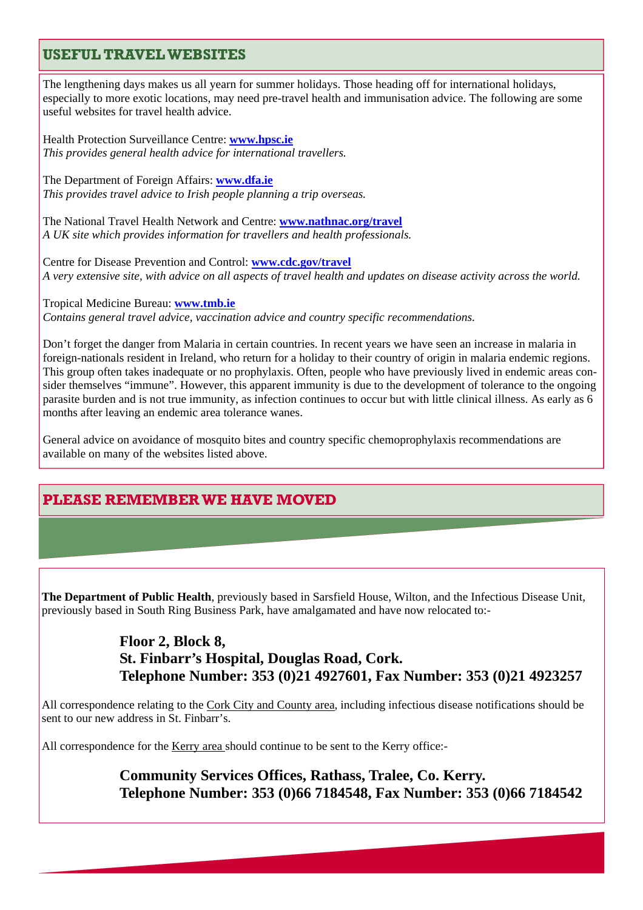## USEFUL TRAVEL WEBSITES

The lengthening days makes us all yearn for summer holidays. Those heading off for international holidays, especially to more exotic locations, may need pre-travel health and immunisation advice. The following are some useful websites for travel health advice.

Health Protection Surveillance Centre: **www.hpsc.ie**
*This provides general health advice for international travellers.*

The Department of Foreign Affairs: **www.dfa.ie**
*This provides travel advice to Irish people planning a trip overseas.*

The National Travel Health Network and Centre: **www.nathnac.org/travel**
*A UK site which provides information for travellers and health professionals.*

Centre for Disease Prevention and Control: **www.cdc.gov/travel**
*A very extensive site, with advice on all aspects of travel health and updates on disease activity across the world.*

Tropical Medicine Bureau: **www.tmb.ie**
*Contains general travel advice, vaccination advice and country specific recommendations.*

Don't forget the danger from Malaria in certain countries. In recent years we have seen an increase in malaria in foreign-nationals resident in Ireland, who return for a holiday to their country of origin in malaria endemic regions. This group often takes inadequate or no prophylaxis. Often, people who have previously lived in endemic areas consider themselves "immune". However, this apparent immunity is due to the development of tolerance to the ongoing parasite burden and is not true immunity, as infection continues to occur but with little clinical illness. As early as 6 months after leaving an endemic area tolerance wanes.

General advice on avoidance of mosquito bites and country specific chemoprophylaxis recommendations are available on many of the websites listed above.

## PLEASE REMEMBER WE HAVE MOVED

**The Department of Public Health**, previously based in Sarsfield House, Wilton, and the Infectious Disease Unit, previously based in South Ring Business Park, have amalgamated and have now relocated to:-

**Floor 2, Block 8,**
**St. Finbarr's Hospital, Douglas Road, Cork.**
**Telephone Number: 353 (0)21 4927601, Fax Number: 353 (0)21 4923257**

All correspondence relating to the Cork City and County area, including infectious disease notifications should be sent to our new address in St. Finbarr's.

All correspondence for the Kerry area should continue to be sent to the Kerry office:-

**Community Services Offices, Rathass, Tralee, Co. Kerry.**
**Telephone Number: 353 (0)66 7184548, Fax Number: 353 (0)66 7184542**